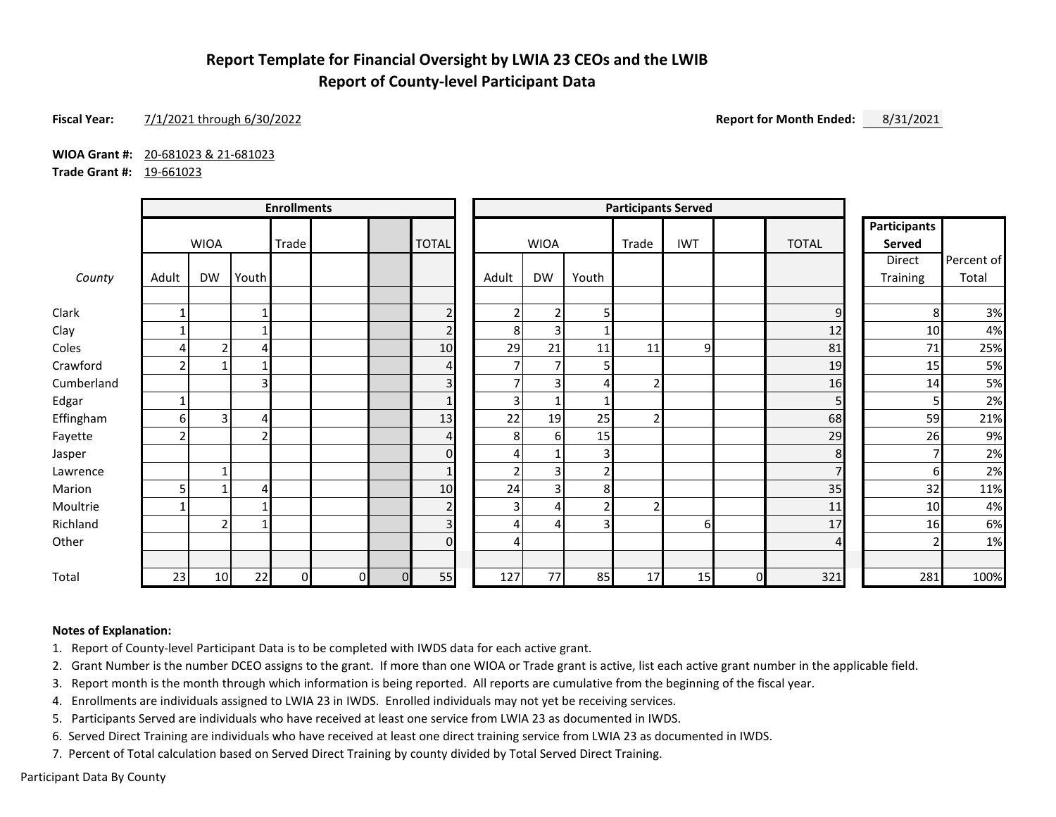# Report Template for Financial Oversight by LWIA 23 CEOs and the LWIB
## Report of County-level Participant Data

**Fiscal Year:** 7/1/2021 through 6/30/2022 **Report for Month Ended:** 8/31/2021

**WIOA Grant #:** 20-681023 & 21-681023
**Trade Grant #:** 19-661023

| | Enrollments | | | | | | | Participants Served | | | | | | | Participants Served | |
|---|---|---|---|---|---|---|---|---|---|---|---|---|---|---|---|---|
| | WIOA | | | Trade | | | TOTAL | WIOA | | | Trade | IWT | | TOTAL | Direct Training | Percent of Total |
| County | Adult | DW | Youth | | | | | Adult | DW | Youth | | | | | | |
| Clark | 1 | | 1 | | | | 2 | 2 | 2 | 5 | | | | 9 | 8 | 3% |
| Clay | 1 | | 1 | | | | 2 | 8 | 3 | 1 | | | | 12 | 10 | 4% |
| Coles | 4 | 2 | 4 | | | | 10 | 29 | 21 | 11 | 11 | 9 | | 81 | 71 | 25% |
| Crawford | 2 | 1 | 1 | | | | 4 | 7 | 7 | 5 | | | | 19 | 15 | 5% |
| Cumberland | | | 3 | | | | 3 | 7 | 3 | 4 | 2 | | | 16 | 14 | 5% |
| Edgar | 1 | | | | | | 1 | 3 | 1 | 1 | | | | 5 | 5 | 2% |
| Effingham | 6 | 3 | 4 | | | | 13 | 22 | 19 | 25 | 2 | | | 68 | 59 | 21% |
| Fayette | 2 | | 2 | | | | 4 | 8 | 6 | 15 | | | | 29 | 26 | 9% |
| Jasper | | | | | | | 0 | 4 | 1 | 3 | | | | 8 | 7 | 2% |
| Lawrence | | 1 | | | | | 1 | 2 | 3 | 2 | | | | 7 | 6 | 2% |
| Marion | 5 | 1 | 4 | | | | 10 | 24 | 3 | 8 | | | | 35 | 32 | 11% |
| Moultrie | 1 | | 1 | | | | 2 | 3 | 4 | 2 | 2 | | | 11 | 10 | 4% |
| Richland | | 2 | 1 | | | | 3 | 4 | 4 | 3 | | 6 | | 17 | 16 | 6% |
| Other | | | | | | | 0 | 4 | | | | | | 4 | 2 | 1% |
| Total | 23 | 10 | 22 | 0 | 0 | 0 | 55 | 127 | 77 | 85 | 17 | 15 | 0 | 321 | 281 | 100% |

**Notes of Explanation:**

1. Report of County-level Participant Data is to be completed with IWDS data for each active grant.
2. Grant Number is the number DCEO assigns to the grant. If more than one WIOA or Trade grant is active, list each active grant number in the applicable field.
3. Report month is the month through which information is being reported. All reports are cumulative from the beginning of the fiscal year.
4. Enrollments are individuals assigned to LWIA 23 in IWDS. Enrolled individuals may not yet be receiving services.
5. Participants Served are individuals who have received at least one service from LWIA 23 as documented in IWDS.
6. Served Direct Training are individuals who have received at least one direct training service from LWIA 23 as documented in IWDS.
7. Percent of Total calculation based on Served Direct Training by county divided by Total Served Direct Training.

Participant Data By County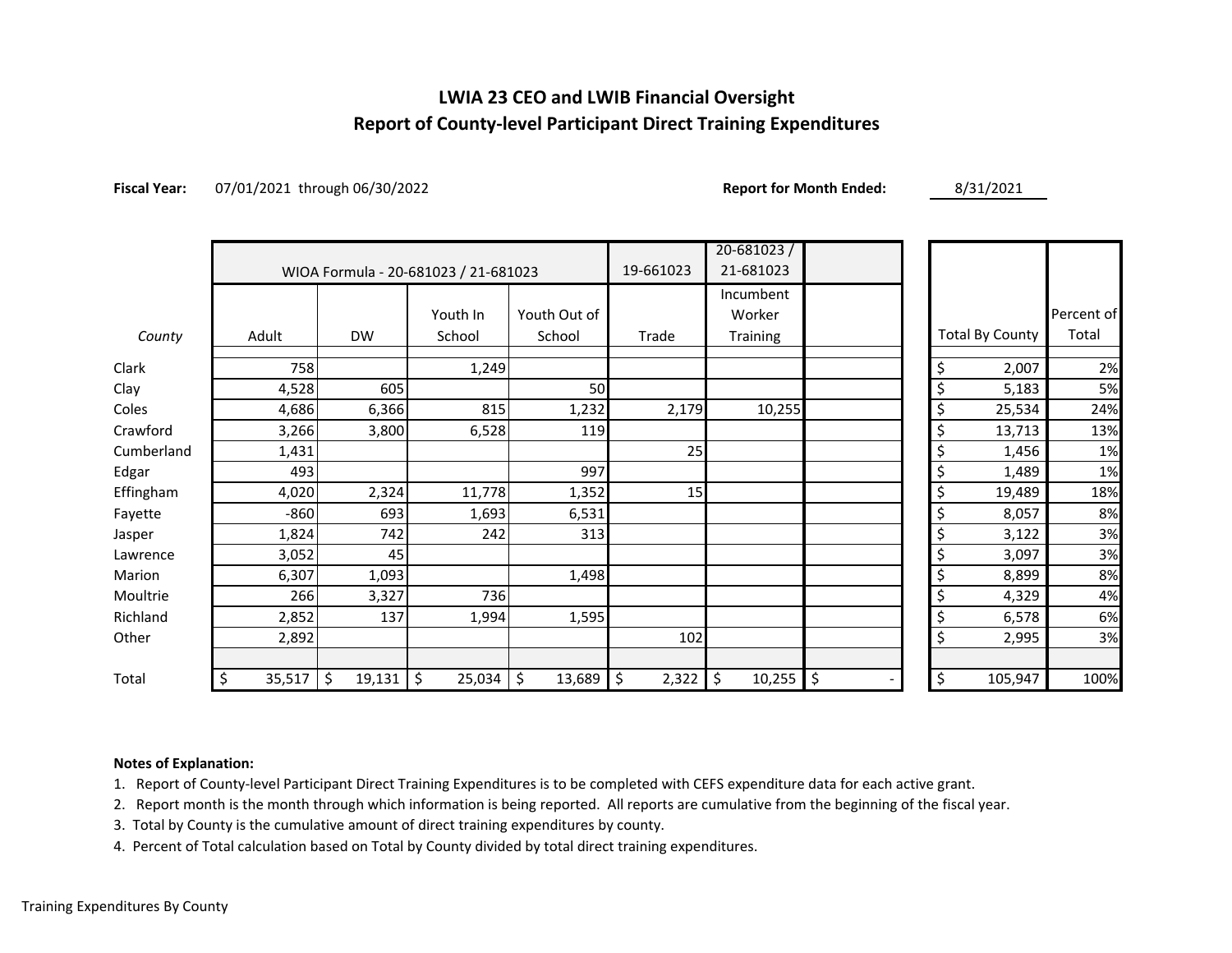## LWIA 23 CEO and LWIB Financial Oversight
## Report of County-level Participant Direct Training Expenditures

**Fiscal Year:** 07/01/2021 through 06/30/2022 **Report for Month Ended:** 8/31/2021

| | WIOA Formula - 20-681023 / 21-681023 | | | | 19-661023 | 20-681023 / 21-681023 | | | |
|---|---|---|---|---|---|---|---|---|---|
| *County* | Adult | DW | Youth In School | Youth Out of School | Trade | Incumbent Worker Training | | Total By County | Percent of Total |
| Clark | 758 | | 1,249 | | | | | $ 2,007 | 2% |
| Clay | 4,528 | 605 | | 50 | | | | $ 5,183 | 5% |
| Coles | 4,686 | 6,366 | 815 | 1,232 | 2,179 | 10,255 | | $ 25,534 | 24% |
| Crawford | 3,266 | 3,800 | 6,528 | 119 | | | | $ 13,713 | 13% |
| Cumberland | 1,431 | | | | 25 | | | $ 1,456 | 1% |
| Edgar | 493 | | | 997 | | | | $ 1,489 | 1% |
| Effingham | 4,020 | 2,324 | 11,778 | 1,352 | 15 | | | $ 19,489 | 18% |
| Fayette | -860 | 693 | 1,693 | 6,531 | | | | $ 8,057 | 8% |
| Jasper | 1,824 | 742 | 242 | 313 | | | | $ 3,122 | 3% |
| Lawrence | 3,052 | 45 | | | | | | $ 3,097 | 3% |
| Marion | 6,307 | 1,093 | | 1,498 | | | | $ 8,899 | 8% |
| Moultrie | 266 | 3,327 | 736 | | | | | $ 4,329 | 4% |
| Richland | 2,852 | 137 | 1,994 | 1,595 | | | | $ 6,578 | 6% |
| Other | 2,892 | | | | 102 | | | $ 2,995 | 3% |
| Total | $ 35,517 | $ 19,131 | $ 25,034 | $ 13,689 | $ 2,322 | $ 10,255 | $ - | $ 105,947 | 100% |

**Notes of Explanation:**

1. Report of County-level Participant Direct Training Expenditures is to be completed with CEFS expenditure data for each active grant.
2. Report month is the month through which information is being reported. All reports are cumulative from the beginning of the fiscal year.
3. Total by County is the cumulative amount of direct training expenditures by county.
4. Percent of Total calculation based on Total by County divided by total direct training expenditures.

Training Expenditures By County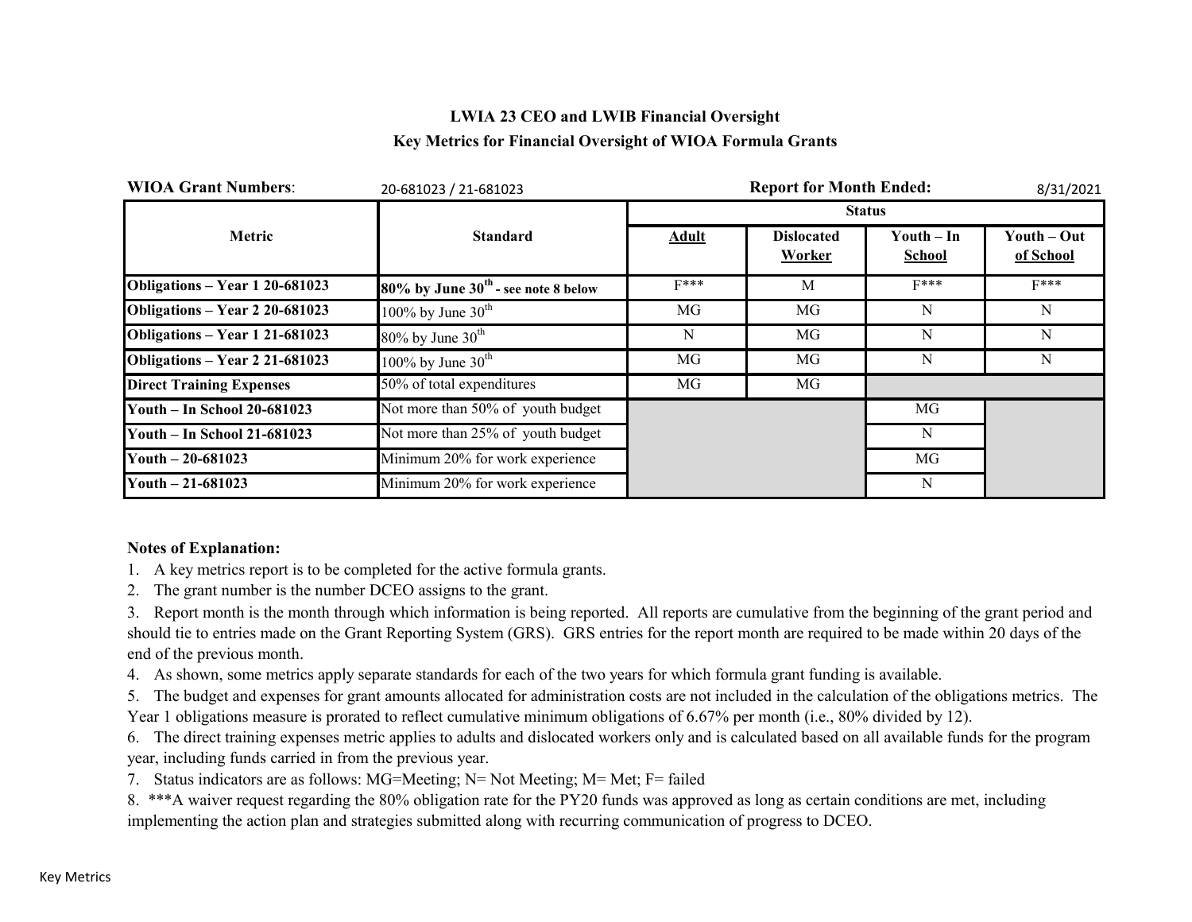## LWIA 23 CEO and LWIB Financial Oversight

## Key Metrics for Financial Oversight of WIOA Formula Grants

**WIOA Grant Numbers**: 20-681023 / 21-681023 **Report for Month Ended:** 8/31/2021

| Metric | Standard | Status | | | |
|---|---|---|---|---|---|
| | | Adult | Dislocated Worker | Youth – In School | Youth – Out of School |
| **Obligations – Year 1 20-681023** | **80% by June 30th - see note 8 below** | F*** | M | F*** | F*** |
| **Obligations – Year 2 20-681023** | 100% by June 30th | MG | MG | N | N |
| **Obligations – Year 1 21-681023** | 80% by June 30th | N | MG | N | N |
| **Obligations – Year 2 21-681023** | 100% by June 30th | MG | MG | N | N |
| **Direct Training Expenses** | 50% of total expenditures | MG | MG | | |
| **Youth – In School 20-681023** | Not more than 50% of youth budget | | | MG | |
| **Youth – In School 21-681023** | Not more than 25% of youth budget | | | N | |
| **Youth – 20-681023** | Minimum 20% for work experience | | | MG | |
| **Youth – 21-681023** | Minimum 20% for work experience | | | N | |

**Notes of Explanation:**

1. A key metrics report is to be completed for the active formula grants.
2. The grant number is the number DCEO assigns to the grant.
3. Report month is the month through which information is being reported. All reports are cumulative from the beginning of the grant period and should tie to entries made on the Grant Reporting System (GRS). GRS entries for the report month are required to be made within 20 days of the end of the previous month.
4. As shown, some metrics apply separate standards for each of the two years for which formula grant funding is available.
5. The budget and expenses for grant amounts allocated for administration costs are not included in the calculation of the obligations metrics. The Year 1 obligations measure is prorated to reflect cumulative minimum obligations of 6.67% per month (i.e., 80% divided by 12).
6. The direct training expenses metric applies to adults and dislocated workers only and is calculated based on all available funds for the program year, including funds carried in from the previous year.
7. Status indicators are as follows: MG=Meeting; N= Not Meeting; M= Met; F= failed
8. ***A waiver request regarding the 80% obligation rate for the PY20 funds was approved as long as certain conditions are met, including implementing the action plan and strategies submitted along with recurring communication of progress to DCEO.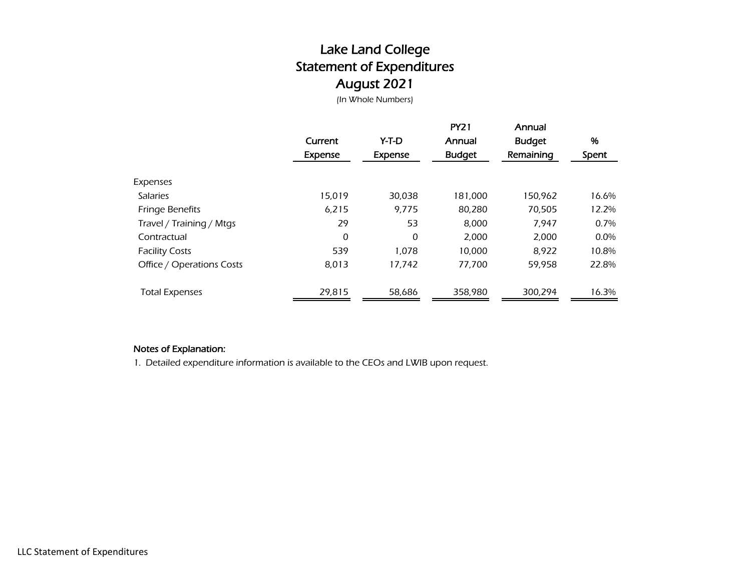# Lake Land College
## Statement of Expenditures
## August 2021

*(In Whole Numbers)*

| | Current Expense | Y-T-D Expense | PY21 Annual Budget | Annual Budget Remaining | % Spent |
|---|---|---|---|---|---|
| Expenses | | | | | |
| Salaries | 15,019 | 30,038 | 181,000 | 150,962 | 16.6% |
| Fringe Benefits | 6,215 | 9,775 | 80,280 | 70,505 | 12.2% |
| Travel / Training / Mtgs | 29 | 53 | 8,000 | 7,947 | 0.7% |
| Contractual | 0 | 0 | 2,000 | 2,000 | 0.0% |
| Facility Costs | 539 | 1,078 | 10,000 | 8,922 | 10.8% |
| Office / Operations Costs | 8,013 | 17,742 | 77,700 | 59,958 | 22.8% |
| Total Expenses | 29,815 | 58,686 | 358,980 | 300,294 | 16.3% |

**Notes of Explanation:**

1. Detailed expenditure information is available to the CEOs and LWIB upon request.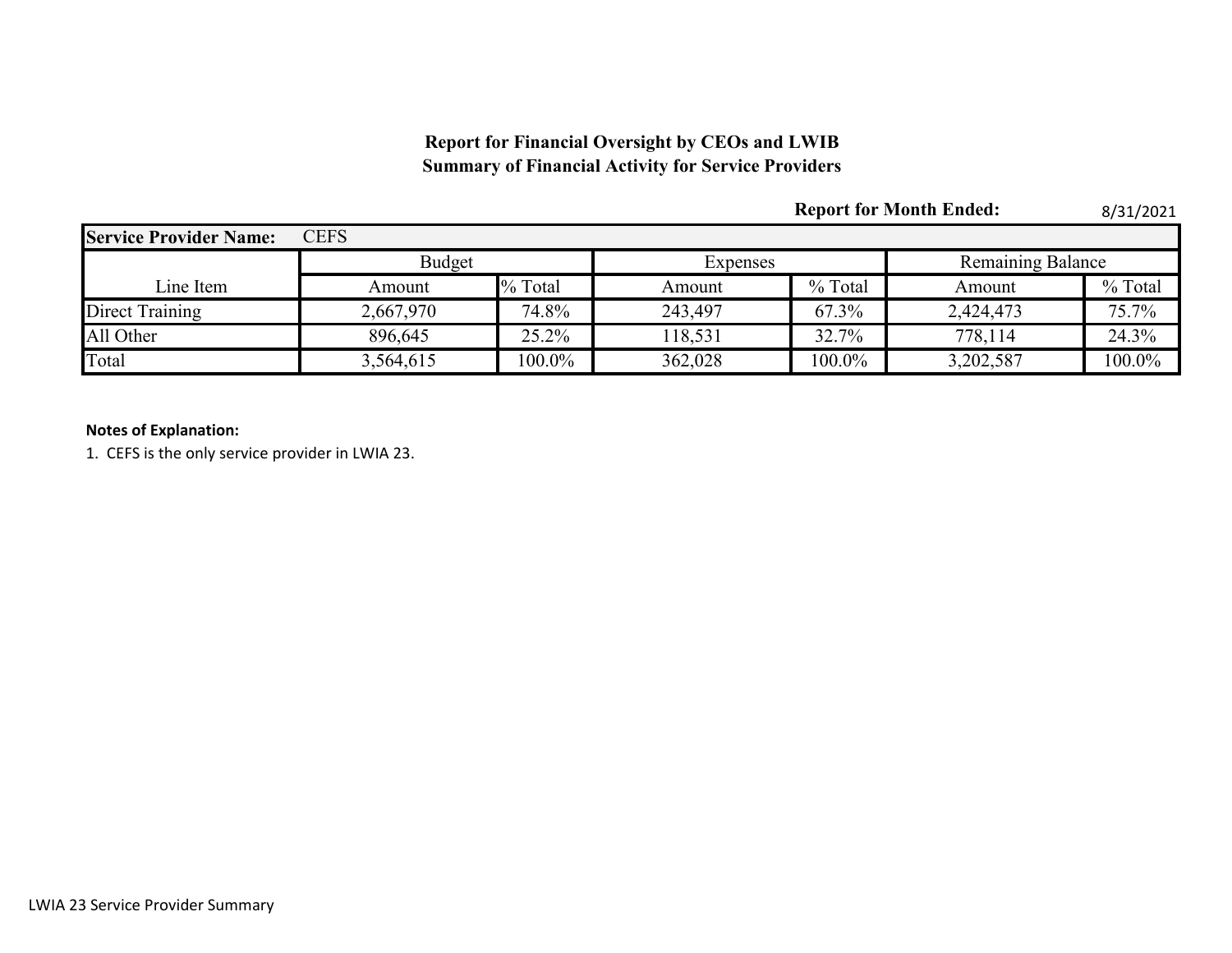**Report for Financial Oversight by CEOs and LWIB**
**Summary of Financial Activity for Service Providers**

**Report for Month Ended:** 8/31/2021

| **Service Provider Name:** | CEFS | | | | | |
|---|---|---|---|---|---|---|
| | Budget | | Expenses | | Remaining Balance | |
| Line Item | Amount | % Total | Amount | % Total | Amount | % Total |
| Direct Training | 2,667,970 | 74.8% | 243,497 | 67.3% | 2,424,473 | 75.7% |
| All Other | 896,645 | 25.2% | 118,531 | 32.7% | 778,114 | 24.3% |
| Total | 3,564,615 | 100.0% | 362,028 | 100.0% | 3,202,587 | 100.0% |

**Notes of Explanation:**

1. CEFS is the only service provider in LWIA 23.

LWIA 23 Service Provider Summary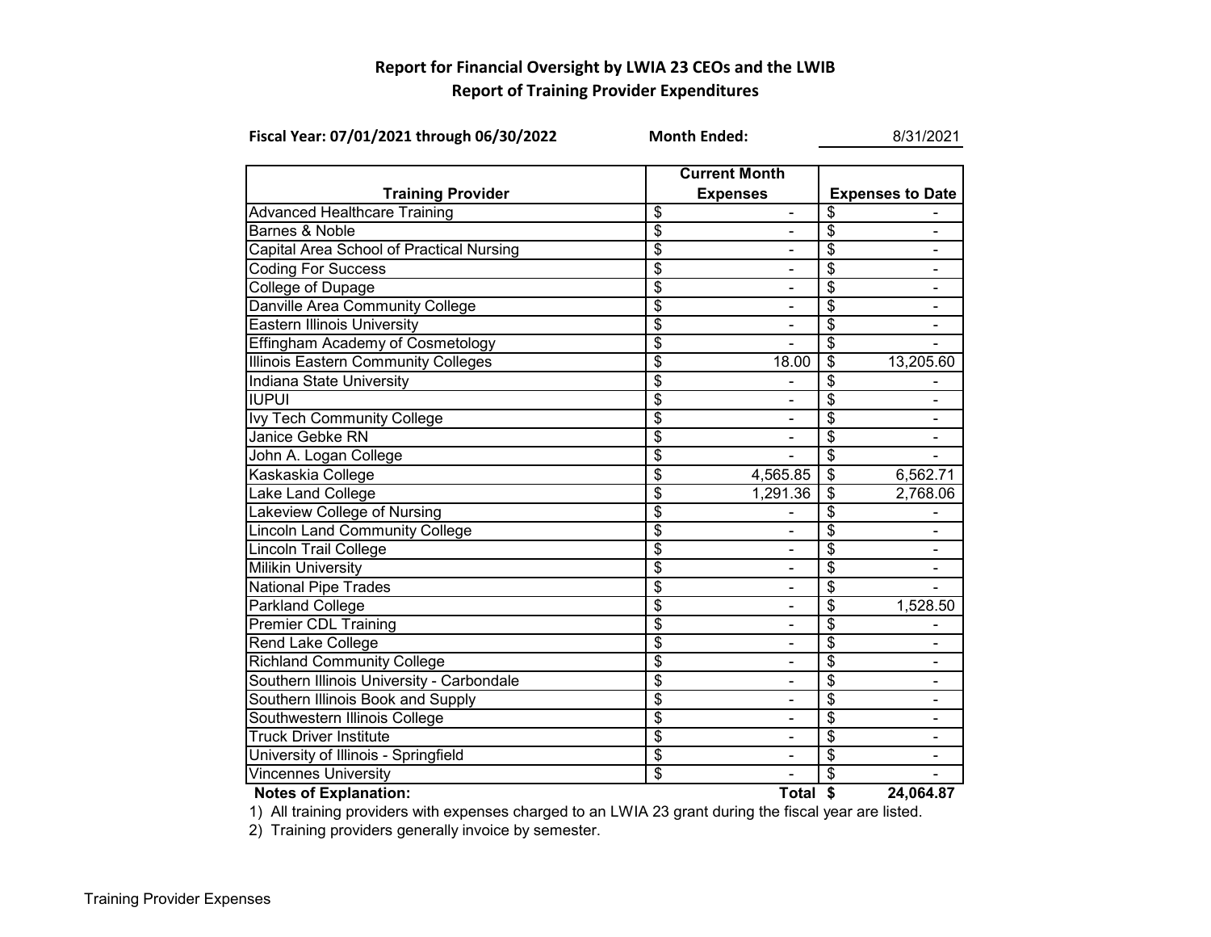## Report for Financial Oversight by LWIA 23 CEOs and the LWIB

## Report of Training Provider Expenditures

**Fiscal Year: 07/01/2021 through 06/30/2022** **Month Ended:** 8/31/2021

| Training Provider | Current Month Expenses | Expenses to Date |
|---|---|---|
| Advanced Healthcare Training | $ - | $ - |
| Barnes & Noble | $ - | $ - |
| Capital Area School of Practical Nursing | $ - | $ - |
| Coding For Success | $ - | $ - |
| College of Dupage | $ - | $ - |
| Danville Area Community College | $ - | $ - |
| Eastern Illinois University | $ - | $ - |
| Effingham Academy of Cosmetology | $ - | $ - |
| Illinois Eastern Community Colleges | $ 18.00 | $ 13,205.60 |
| Indiana State University | $ - | $ - |
| IUPUI | $ - | $ - |
| Ivy Tech Community College | $ - | $ - |
| Janice Gebke RN | $ - | $ - |
| John A. Logan College | $ - | $ - |
| Kaskaskia College | $ 4,565.85 | $ 6,562.71 |
| Lake Land College | $ 1,291.36 | $ 2,768.06 |
| Lakeview College of Nursing | $ - | $ - |
| Lincoln Land Community College | $ - | $ - |
| Lincoln Trail College | $ - | $ - |
| Milikin University | $ - | $ - |
| National Pipe Trades | $ - | $ - |
| Parkland College | $ - | $ 1,528.50 |
| Premier CDL Training | $ - | $ - |
| Rend Lake College | $ - | $ - |
| Richland Community College | $ - | $ - |
| Southern Illinois University - Carbondale | $ - | $ - |
| Southern Illinois Book and Supply | $ - | $ - |
| Southwestern Illinois College | $ - | $ - |
| Truck Driver Institute | $ - | $ - |
| University of Illinois - Springfield | $ - | $ - |
| Vincennes University | $ - | $ - |
| | **Total** | **$ 24,064.87** |

**Notes of Explanation:**

1) All training providers with expenses charged to an LWIA 23 grant during the fiscal year are listed.

2) Training providers generally invoice by semester.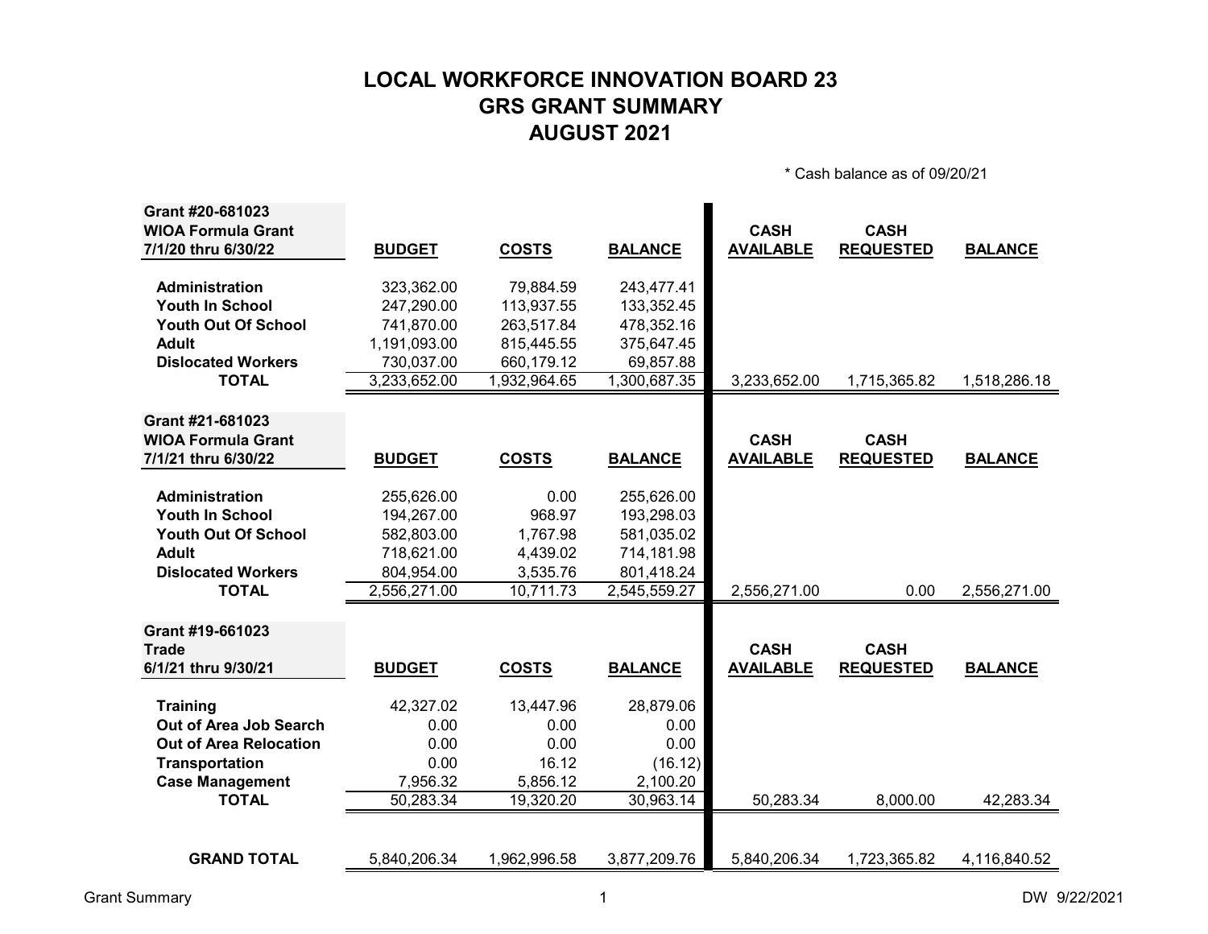# LOCAL WORKFORCE INNOVATION BOARD 23
# GRS GRANT SUMMARY
# AUGUST 2021

\* Cash balance as of 09/20/21

| Grant #20-681023<br>WIOA Formula Grant<br>7/1/20 thru 6/30/22 | BUDGET | COSTS | BALANCE | CASH AVAILABLE | CASH REQUESTED | BALANCE |
|---|---|---|---|---|---|---|
| Administration | 323,362.00 | 79,884.59 | 243,477.41 | | | |
| Youth In School | 247,290.00 | 113,937.55 | 133,352.45 | | | |
| Youth Out Of School | 741,870.00 | 263,517.84 | 478,352.16 | | | |
| Adult | 1,191,093.00 | 815,445.55 | 375,647.45 | | | |
| Dislocated Workers | 730,037.00 | 660,179.12 | 69,857.88 | | | |
| TOTAL | 3,233,652.00 | 1,932,964.65 | 1,300,687.35 | 3,233,652.00 | 1,715,365.82 | 1,518,286.18 |

| Grant #21-681023<br>WIOA Formula Grant<br>7/1/21 thru 6/30/22 | BUDGET | COSTS | BALANCE | CASH AVAILABLE | CASH REQUESTED | BALANCE |
|---|---|---|---|---|---|---|
| Administration | 255,626.00 | 0.00 | 255,626.00 | | | |
| Youth In School | 194,267.00 | 968.97 | 193,298.03 | | | |
| Youth Out Of School | 582,803.00 | 1,767.98 | 581,035.02 | | | |
| Adult | 718,621.00 | 4,439.02 | 714,181.98 | | | |
| Dislocated Workers | 804,954.00 | 3,535.76 | 801,418.24 | | | |
| TOTAL | 2,556,271.00 | 10,711.73 | 2,545,559.27 | 2,556,271.00 | 0.00 | 2,556,271.00 |

| Grant #19-661023<br>Trade<br>6/1/21 thru 9/30/21 | BUDGET | COSTS | BALANCE | CASH AVAILABLE | CASH REQUESTED | BALANCE |
|---|---|---|---|---|---|---|
| Training | 42,327.02 | 13,447.96 | 28,879.06 | | | |
| Out of Area Job Search | 0.00 | 0.00 | 0.00 | | | |
| Out of Area Relocation | 0.00 | 0.00 | 0.00 | | | |
| Transportation | 0.00 | 16.12 | (16.12) | | | |
| Case Management | 7,956.32 | 5,856.12 | 2,100.20 | | | |
| TOTAL | 50,283.34 | 19,320.20 | 30,963.14 | 50,283.34 | 8,000.00 | 42,283.34 |
| GRAND TOTAL | 5,840,206.34 | 1,962,996.58 | 3,877,209.76 | 5,840,206.34 | 1,723,365.82 | 4,116,840.52 |

Grant Summary

DW 9/22/2021